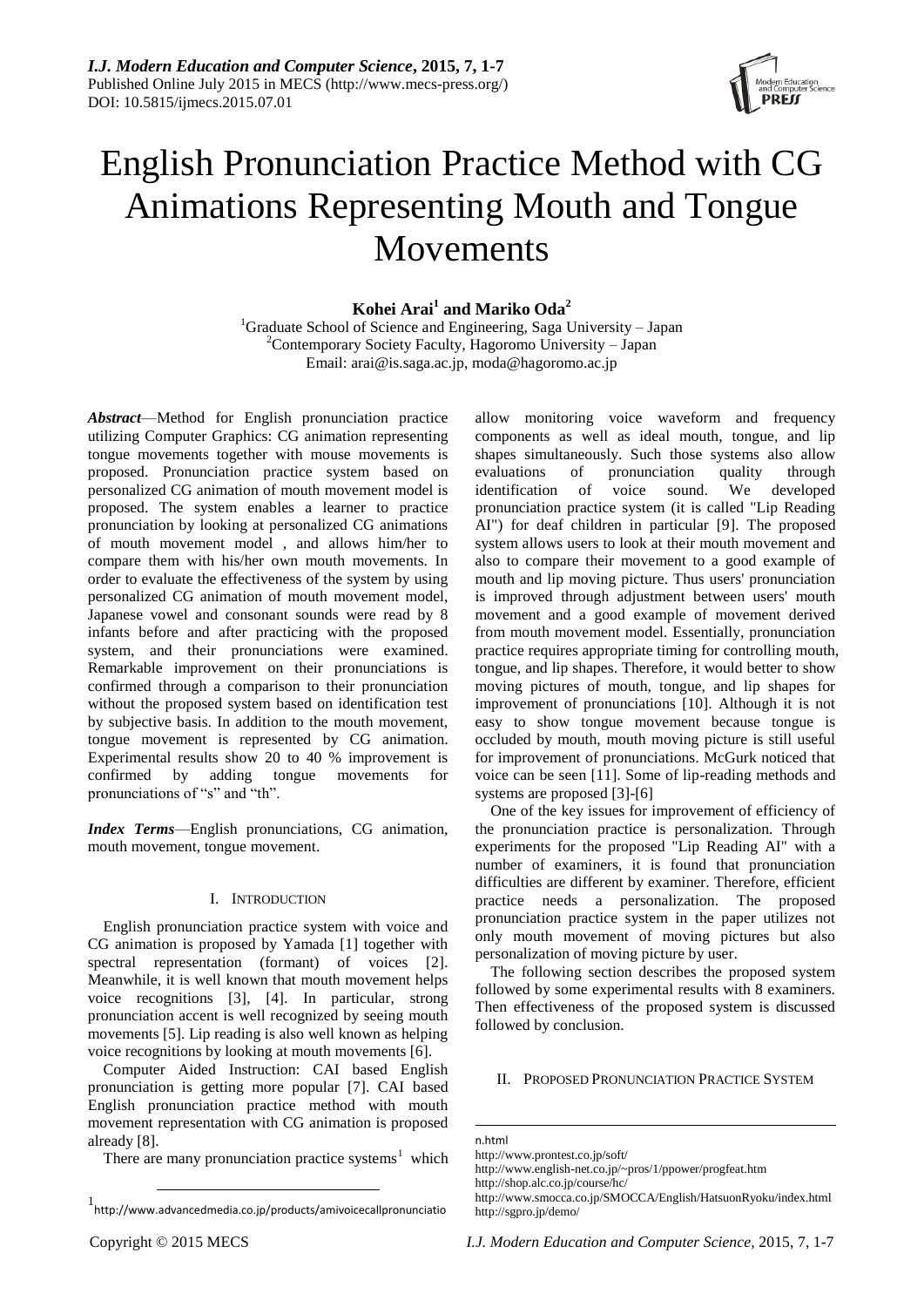# English Pronunciation Practice Method with CG Animations Representing Mouth and Tongue Movements

**Kohei Arai[1] and Mariko Oda[2]**

[1]Graduate School of Science and Engineering, Saga University – Japan
[2]Contemporary Society Faculty, Hagoromo University – Japan
Email: arai@is.saga.ac.jp, moda@hagoromo.ac.jp

***Abstract***—Method for English pronunciation practice utilizing Computer Graphics: CG animation representing tongue movements together with mouse movements is proposed. Pronunciation practice system based on personalized CG animation of mouth movement model is proposed. The system enables a learner to practice pronunciation by looking at personalized CG animations of mouth movement model , and allows him/her to compare them with his/her own mouth movements. In order to evaluate the effectiveness of the system by using personalized CG animation of mouth movement model, Japanese vowel and consonant sounds were read by 8 infants before and after practicing with the proposed system, and their pronunciations were examined. Remarkable improvement on their pronunciations is confirmed through a comparison to their pronunciation without the proposed system based on identification test by subjective basis. In addition to the mouth movement, tongue movement is represented by CG animation. Experimental results show 20 to 40 % improvement is confirmed by adding tongue movements for pronunciations of "s" and "th".

***Index Terms***—English pronunciations, CG animation, mouth movement, tongue movement.

## I. Introduction

English pronunciation practice system with voice and CG animation is proposed by Yamada [1] together with spectral representation (formant) of voices [2]. Meanwhile, it is well known that mouth movement helps voice recognitions [3], [4]. In particular, strong pronunciation accent is well recognized by seeing mouth movements [5]. Lip reading is also well known as helping voice recognitions by looking at mouth movements [6].

Computer Aided Instruction: CAI based English pronunciation is getting more popular [7]. CAI based English pronunciation practice method with mouth movement representation with CG animation is proposed already [8].

There are many pronunciation practice systems[1] which allow monitoring voice waveform and frequency components as well as ideal mouth, tongue, and lip shapes simultaneously. Such those systems also allow evaluations of pronunciation quality through identification of voice sound. We developed pronunciation practice system (it is called "Lip Reading AI") for deaf children in particular [9]. The proposed system allows users to look at their mouth movement and also to compare their movement to a good example of mouth and lip moving picture. Thus users' pronunciation is improved through adjustment between users' mouth movement and a good example of movement derived from mouth movement model. Essentially, pronunciation practice requires appropriate timing for controlling mouth, tongue, and lip shapes. Therefore, it would better to show moving pictures of mouth, tongue, and lip shapes for improvement of pronunciations [10]. Although it is not easy to show tongue movement because tongue is occluded by mouth, mouth moving picture is still useful for improvement of pronunciations. McGurk noticed that voice can be seen [11]. Some of lip-reading methods and systems are proposed [3]-[6]

One of the key issues for improvement of efficiency of the pronunciation practice is personalization. Through experiments for the proposed "Lip Reading AI" with a number of examiners, it is found that pronunciation difficulties are different by examiner. Therefore, efficient practice needs a personalization. The proposed pronunciation practice system in the paper utilizes not only mouth movement of moving pictures but also personalization of moving picture by user.

The following section describes the proposed system followed by some experimental results with 8 examiners. Then effectiveness of the proposed system is discussed followed by conclusion.

## II. Proposed Pronunciation Practice System

[1] http://www.advancedmedia.co.jp/products/amivoicecallpronunciation.html
http://www.prontest.co.jp/soft/
http://www.english-net.co.jp/~pros/1/ppower/progfeat.htm
http://shop.alc.co.jp/course/hc/
http://www.smocca.co.jp/SMOCCA/English/HatsuonRyoku/index.html
http://sgpro.jp/demo/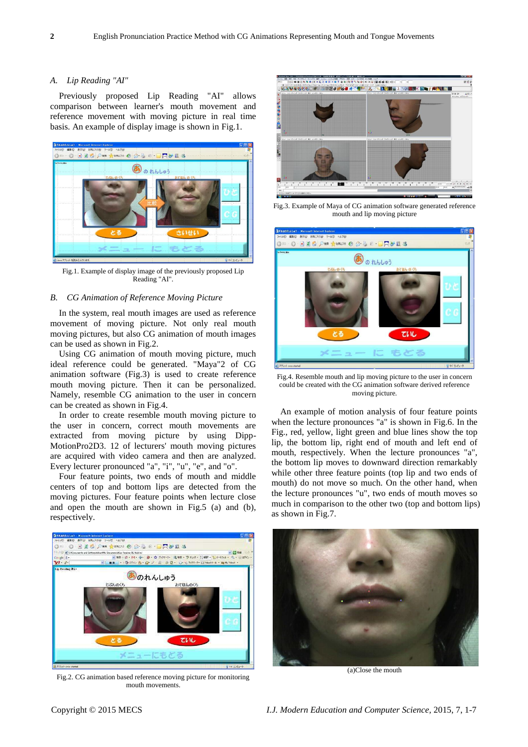### A. *Lip Reading "AI"*

Previously proposed Lip Reading "AI" allows comparison between learner's mouth movement and reference movement with moving picture in real time basis. An example of display image is shown in Fig.1.

Fig.1. Example of display image of the previously proposed Lip Reading "AI".

### B. *CG Animation of Reference Moving Picture*

In the system, real mouth images are used as reference movement of moving picture. Not only real mouth moving pictures, but also CG animation of mouth images can be used as shown in Fig.2.

Using CG animation of mouth moving picture, much ideal reference could be generated. "Maya"2 of CG animation software (Fig.3) is used to create reference mouth moving picture. Then it can be personalized. Namely, resemble CG animation to the user in concern can be created as shown in Fig.4.

In order to create resemble mouth moving picture to the user in concern, correct mouth movements are extracted from moving picture by using Dipp-MotionPro2D3. 12 of lecturers' mouth moving pictures are acquired with video camera and then are analyzed. Every lecturer pronounced "a", "i", "u", "e", and "o".

Four feature points, two ends of mouth and middle centers of top and bottom lips are detected from the moving pictures. Four feature points when lecture close and open the mouth are shown in Fig.5 (a) and (b), respectively.

Fig.2. CG animation based reference moving picture for monitoring mouth movements.

Fig.3. Example of Maya of CG animation software generated reference mouth and lip moving picture

Fig.4. Resemble mouth and lip moving picture to the user in concern could be created with the CG animation software derived reference moving picture.

An example of motion analysis of four feature points when the lecture pronounces "a" is shown in Fig.6. In the Fig., red, yellow, light green and blue lines show the top lip, the bottom lip, right end of mouth and left end of mouth, respectively. When the lecture pronounces "a", the bottom lip moves to downward direction remarkably while other three feature points (top lip and two ends of mouth) do not move so much. On the other hand, when the lecture pronounces "u", two ends of mouth moves so much in comparison to the other two (top and bottom lips) as shown in Fig.7.

(a)Close the mouth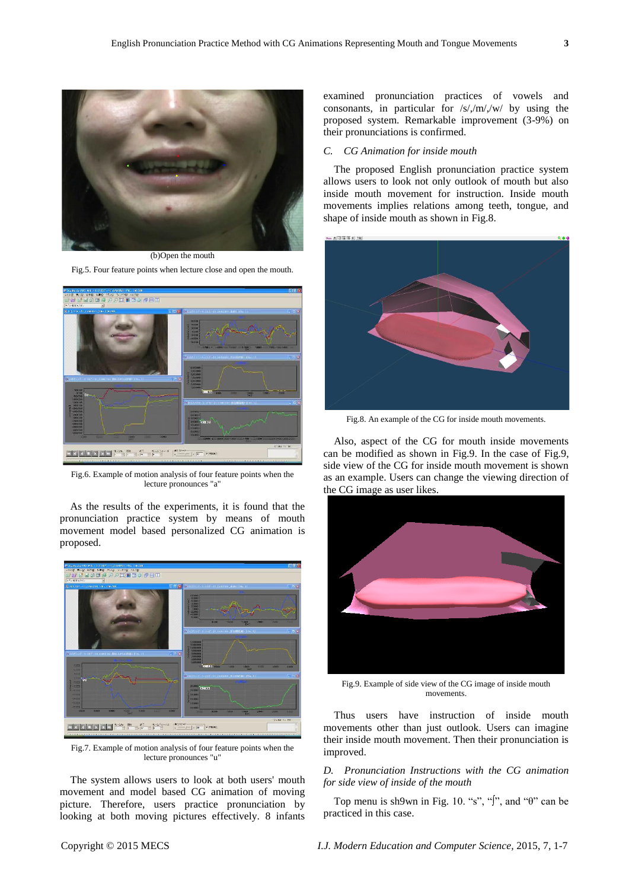(b)Open the mouth

Fig.5. Four feature points when lecture close and open the mouth.

Fig.6. Example of motion analysis of four feature points when the lecture pronounces "a"

As the results of the experiments, it is found that the pronunciation practice system by means of mouth movement model based personalized CG animation is proposed.

Fig.7. Example of motion analysis of four feature points when the lecture pronounces "u"

The system allows users to look at both users' mouth movement and model based CG animation of moving picture. Therefore, users practice pronunciation by looking at both moving pictures effectively. 8 infants examined pronunciation practices of vowels and consonants, in particular for /s/,/m/,/w/ by using the proposed system. Remarkable improvement (3-9%) on their pronunciations is confirmed.

### *C. CG Animation for inside mouth*

The proposed English pronunciation practice system allows users to look not only outlook of mouth but also inside mouth movement for instruction. Inside mouth movements implies relations among teeth, tongue, and shape of inside mouth as shown in Fig.8.

Fig.8. An example of the CG for inside mouth movements.

Also, aspect of the CG for mouth inside movements can be modified as shown in Fig.9. In the case of Fig.9, side view of the CG for inside mouth movement is shown as an example. Users can change the viewing direction of the CG image as user likes.

Fig.9. Example of side view of the CG image of inside mouth movements.

Thus users have instruction of inside mouth movements other than just outlook. Users can imagine their inside mouth movement. Then their pronunciation is improved.

### *D. Pronunciation Instructions with the CG animation for side view of inside of the mouth*

Top menu is sh9wn in Fig. 10. "s", "ʃ", and "θ" can be practiced in this case.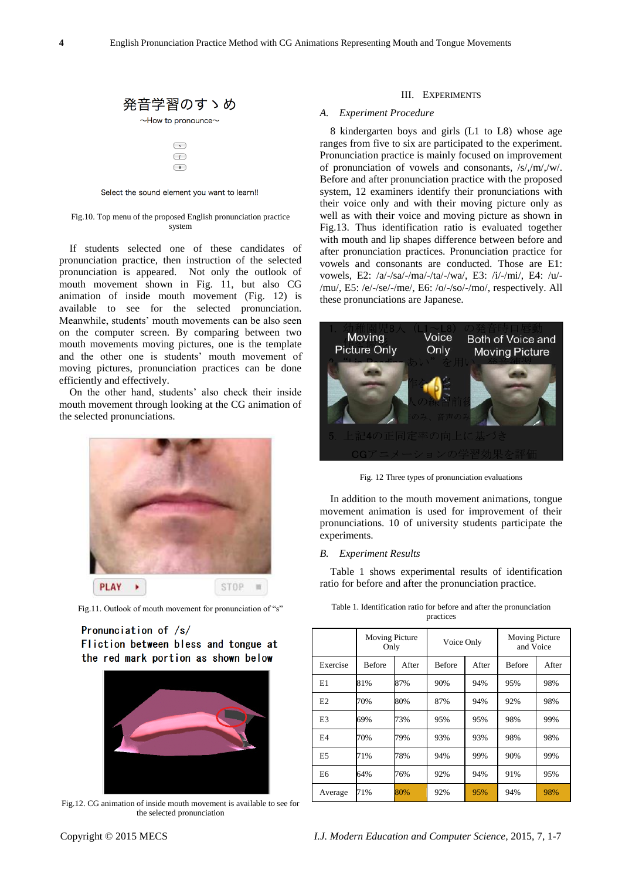発音学習のすゝめ

~How to pronounce~

Select the sound element you want to learn!!

Fig.10. Top menu of the proposed English pronunciation practice system

If students selected one of these candidates of pronunciation practice, then instruction of the selected pronunciation is appeared. Not only the outlook of mouth movement shown in Fig. 11, but also CG animation of inside mouth movement (Fig. 12) is available to see for the selected pronunciation. Meanwhile, students' mouth movements can be also seen on the computer screen. By comparing between two mouth movements moving pictures, one is the template and the other one is students' mouth movement of moving pictures, pronunciation practices can be done efficiently and effectively.

On the other hand, students' also check their inside mouth movement through looking at the CG animation of the selected pronunciations.

Fig.11. Outlook of mouth movement for pronunciation of "s"

Pronunciation of /s/
Fliction between bless and tongue at the red mark portion as shown below

Fig.12. CG animation of inside mouth movement is available to see for the selected pronunciation

## III. Experiments

### A. Experiment Procedure

8 kindergarten boys and girls (L1 to L8) whose age ranges from five to six are participated to the experiment. Pronunciation practice is mainly focused on improvement of pronunciation of vowels and consonants, /s/,/m/,/w/. Before and after pronunciation practice with the proposed system, 12 examiners identify their pronunciations with their voice only and with their moving picture only as well as with their voice and moving picture as shown in Fig.13. Thus identification ratio is evaluated together with mouth and lip shapes difference between before and after pronunciation practices. Pronunciation practice for vowels and consonants are conducted. Those are E1: vowels, E2: /a/-/sa/-/ma/-/ta/-/wa/, E3: /i/-/mi/, E4: /u/-/mu/, E5: /e/-/se/-/me/, E6: /o/-/so/-/mo/, respectively. All these pronunciations are Japanese.

Fig. 12 Three types of pronunciation evaluations

In addition to the mouth movement animations, tongue movement animation is used for improvement of their pronunciations. 10 of university students participate the experiments.

### B. Experiment Results

Table 1 shows experimental results of identification ratio for before and after the pronunciation practice.

Table 1. Identification ratio for before and after the pronunciation practices

| | Moving Picture Only | | Voice Only | | Moving Picture and Voice | |
|---|---|---|---|---|---|---|
| Exercise | Before | After | Before | After | Before | After |
| E1 | 81% | 87% | 90% | 94% | 95% | 98% |
| E2 | 70% | 80% | 87% | 94% | 92% | 98% |
| E3 | 69% | 73% | 95% | 95% | 98% | 99% |
| E4 | 70% | 79% | 93% | 93% | 98% | 98% |
| E5 | 71% | 78% | 94% | 99% | 90% | 99% |
| E6 | 64% | 76% | 92% | 94% | 91% | 95% |
| Average | 71% | 80% | 92% | 95% | 94% | 98% |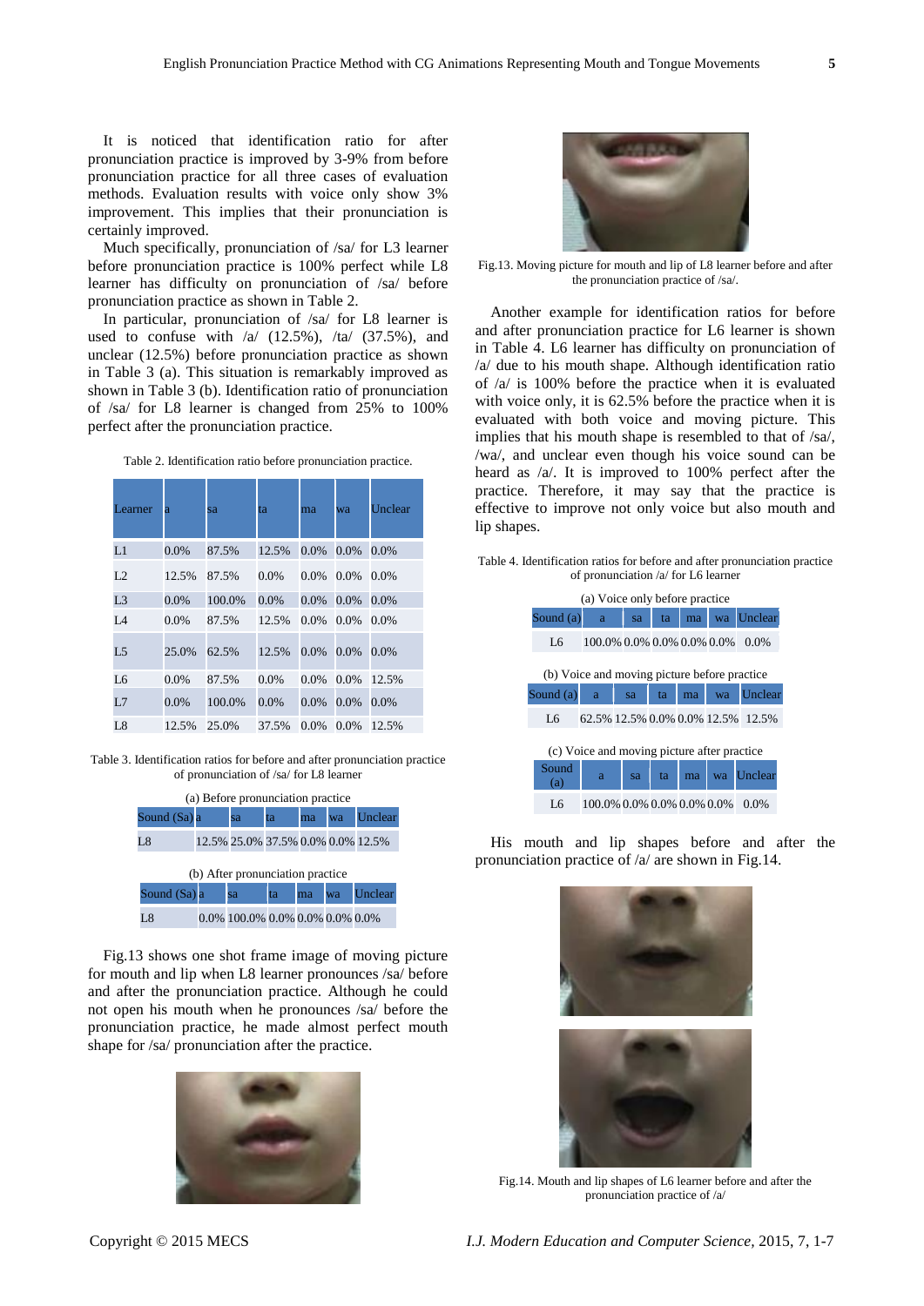It is noticed that identification ratio for after pronunciation practice is improved by 3-9% from before pronunciation practice for all three cases of evaluation methods. Evaluation results with voice only show 3% improvement. This implies that their pronunciation is certainly improved.

Much specifically, pronunciation of /sa/ for L3 learner before pronunciation practice is 100% perfect while L8 learner has difficulty on pronunciation of /sa/ before pronunciation practice as shown in Table 2.

In particular, pronunciation of /sa/ for L8 learner is used to confuse with /a/ (12.5%), /ta/ (37.5%), and unclear (12.5%) before pronunciation practice as shown in Table 3 (a). This situation is remarkably improved as shown in Table 3 (b). Identification ratio of pronunciation of /sa/ for L8 learner is changed from 25% to 100% perfect after the pronunciation practice.

Table 2. Identification ratio before pronunciation practice.

| Learner | a | sa | ta | ma | wa | Unclear |
|---|---|---|---|---|---|---|
| L1 | 0.0% | 87.5% | 12.5% | 0.0% | 0.0% | 0.0% |
| L2 | 12.5% | 87.5% | 0.0% | 0.0% | 0.0% | 0.0% |
| L3 | 0.0% | 100.0% | 0.0% | 0.0% | 0.0% | 0.0% |
| L4 | 0.0% | 87.5% | 12.5% | 0.0% | 0.0% | 0.0% |
| L5 | 25.0% | 62.5% | 12.5% | 0.0% | 0.0% | 0.0% |
| L6 | 0.0% | 87.5% | 0.0% | 0.0% | 0.0% | 12.5% |
| L7 | 0.0% | 100.0% | 0.0% | 0.0% | 0.0% | 0.0% |
| L8 | 12.5% | 25.0% | 37.5% | 0.0% | 0.0% | 12.5% |

Table 3. Identification ratios for before and after pronunciation practice of pronunciation of /sa/ for L8 learner

(a) Before pronunciation practice

| Sound (Sa) | a | sa | ta | ma | wa | Unclear |
|---|---|---|---|---|---|---|
| L8 | 12.5% | 25.0% | 37.5% | 0.0% | 0.0% | 12.5% |

(b) After pronunciation practice

| Sound (Sa) | a | sa | ta | ma | wa | Unclear |
|---|---|---|---|---|---|---|
| L8 | 0.0% | 100.0% | 0.0% | 0.0% | 0.0% | 0.0% |

Fig.13 shows one shot frame image of moving picture for mouth and lip when L8 learner pronounces /sa/ before and after the pronunciation practice. Although he could not open his mouth when he pronounces /sa/ before the pronunciation practice, he made almost perfect mouth shape for /sa/ pronunciation after the practice.

Fig.13. Moving picture for mouth and lip of L8 learner before and after the pronunciation practice of /sa/.

Another example for identification ratios for before and after pronunciation practice for L6 learner is shown in Table 4. L6 learner has difficulty on pronunciation of /a/ due to his mouth shape. Although identification ratio of /a/ is 100% before the practice when it is evaluated with voice only, it is 62.5% before the practice when it is evaluated with both voice and moving picture. This implies that his mouth shape is resembled to that of /sa/, /wa/, and unclear even though his voice sound can be heard as /a/. It is improved to 100% perfect after the practice. Therefore, it may say that the practice is effective to improve not only voice but also mouth and lip shapes.

Table 4. Identification ratios for before and after pronunciation practice of pronunciation /a/ for L6 learner

(a) Voice only before practice

| Sound (a) | a | sa | ta | ma | wa | Unclear |
|---|---|---|---|---|---|---|
| L6 | 100.0% | 0.0% | 0.0% | 0.0% | 0.0% | 0.0% |

(b) Voice and moving picture before practice

| Sound (a) | a | sa | ta | ma | wa | Unclear |
|---|---|---|---|---|---|---|
| L6 | 62.5% | 12.5% | 0.0% | 0.0% | 12.5% | 12.5% |

(c) Voice and moving picture after practice

| Sound (a) | a | sa | ta | ma | wa | Unclear |
|---|---|---|---|---|---|---|
| L6 | 100.0% | 0.0% | 0.0% | 0.0% | 0.0% | 0.0% |

His mouth and lip shapes before and after the pronunciation practice of /a/ are shown in Fig.14.

Fig.14. Mouth and lip shapes of L6 learner before and after the pronunciation practice of /a/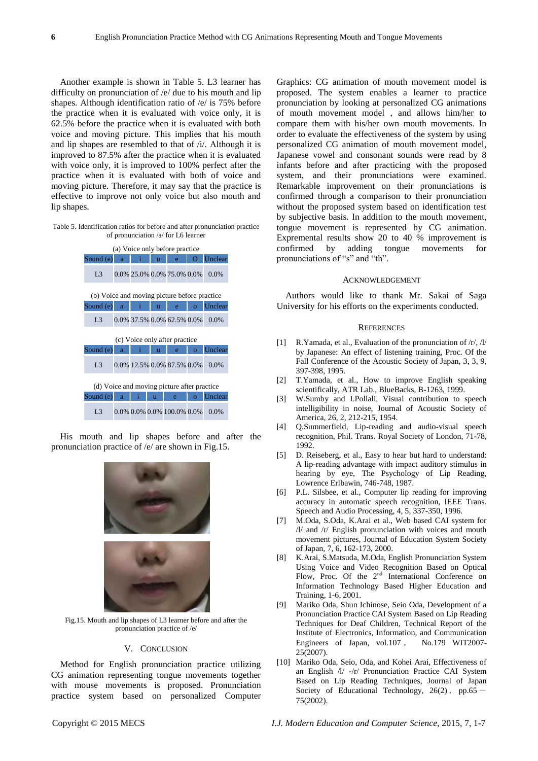Another example is shown in Table 5. L3 learner has difficulty on pronunciation of /e/ due to his mouth and lip shapes. Although identification ratio of /e/ is 75% before the practice when it is evaluated with voice only, it is 62.5% before the practice when it is evaluated with both voice and moving picture. This implies that his mouth and lip shapes are resembled to that of /i/. Although it is improved to 87.5% after the practice when it is evaluated with voice only, it is improved to 100% perfect after the practice when it is evaluated with both of voice and moving picture. Therefore, it may say that the practice is effective to improve not only voice but also mouth and lip shapes.

Table 5. Identification ratios for before and after pronunciation practice of pronunciation /a/ for L6 learner

(a) Voice only before practice

| Sound (e) | a | i | u | e | O | Unclear |
|---|---|---|---|---|---|---|
| L3 | 0.0% | 25.0% | 0.0% | 75.0% | 0.0% | 0.0% |

(b) Voice and moving picture before practice

| Sound (e) | a | i | u | e | o | Unclear |
|---|---|---|---|---|---|---|
| L3 | 0.0% | 37.5% | 0.0% | 62.5% | 0.0% | 0.0% |

(c) Voice only after practice

| Sound (e) | a | i | u | e | o | Unclear |
|---|---|---|---|---|---|---|
| L3 | 0.0% | 12.5% | 0.0% | 87.5% | 0.0% | 0.0% |

(d) Voice and moving picture after practice

| Sound (e) | a | i | u | e | o | Unclear |
|---|---|---|---|---|---|---|
| L3 | 0.0% | 0.0% | 0.0% | 100.0% | 0.0% | 0.0% |

His mouth and lip shapes before and after the pronunciation practice of /e/ are shown in Fig.15.

Fig.15. Mouth and lip shapes of L3 learner before and after the pronunciation practice of /e/

## V. Conclusion

Method for English pronunciation practice utilizing CG animation representing tongue movements together with mouse movements is proposed. Pronunciation practice system based on personalized Computer Graphics: CG animation of mouth movement model is proposed. The system enables a learner to practice pronunciation by looking at personalized CG animations of mouth movement model , and allows him/her to compare them with his/her own mouth movements. In order to evaluate the effectiveness of the system by using personalized CG animation of mouth movement model, Japanese vowel and consonant sounds were read by 8 infants before and after practicing with the proposed system, and their pronunciations were examined. Remarkable improvement on their pronunciations is confirmed through a comparison to their pronunciation without the proposed system based on identification test by subjective basis. In addition to the mouth movement, tongue movement is represented by CG animation. Expremental results show 20 to 40 % improvement is confirmed by adding tongue movements for pronunciations of "s" and "th".

## Acknowledgement

Authors would like to thank Mr. Sakai of Saga University for his efforts on the experiments conducted.

## References

[1] R.Yamada, et al., Evaluation of the pronunciation of /r/, /l/ by Japanese: An effect of listening training, Proc. Of the Fall Conference of the Acoustic Society of Japan, 3, 3, 9, 397-398, 1995.

[2] T.Yamada, et al., How to improve English speaking scientifically, ATR Lab., BlueBacks, B-1263, 1999.

[3] W.Sumby and I.Pollali, Visual contribution to speech intelligibility in noise, Journal of Acoustic Society of America, 26, 2, 212-215, 1954.

[4] Q.Summerfield, Lip-reading and audio-visual speech recognition, Phil. Trans. Royal Society of London, 71-78, 1992.

[5] D. Reiseberg, et al., Easy to hear but hard to understand: A lip-reading advantage with impact auditory stimulus in hearing by eye, The Psychology of Lip Reading, Lowrence Erlbawin, 746-748, 1987.

[6] P.L. Silsbee, et al., Computer lip reading for improving accuracy in automatic speech recognition, IEEE Trans. Speech and Audio Processing, 4, 5, 337-350, 1996.

[7] M.Oda, S.Oda, K.Arai et al., Web based CAI system for /l/ and /r/ English pronunciation with voices and mouth movement pictures, Journal of Education System Society of Japan, 7, 6, 162-173, 2000.

[8] K.Arai, S.Matsuda, M.Oda, English Pronunciation System Using Voice and Video Recognition Based on Optical Flow, Proc. Of the 2nd International Conference on Information Technology Based Higher Education and Training, 1-6, 2001.

[9] Mariko Oda, Shun Ichinose, Seio Oda, Development of a Pronunciation Practice CAI System Based on Lip Reading Techniques for Deaf Children, Technical Report of the Institute of Electronics, Information, and Communication Engineers of Japan, vol.107 , No.179 WIT2007-25(2007).

[10] Mariko Oda, Seio, Oda, and Kohei Arai, Effectiveness of an English /l/ -/r/ Pronunciation Practice CAI System Based on Lip Reading Techniques, Journal of Japan Society of Educational Technology, 26(2) , pp.65 − 75(2002).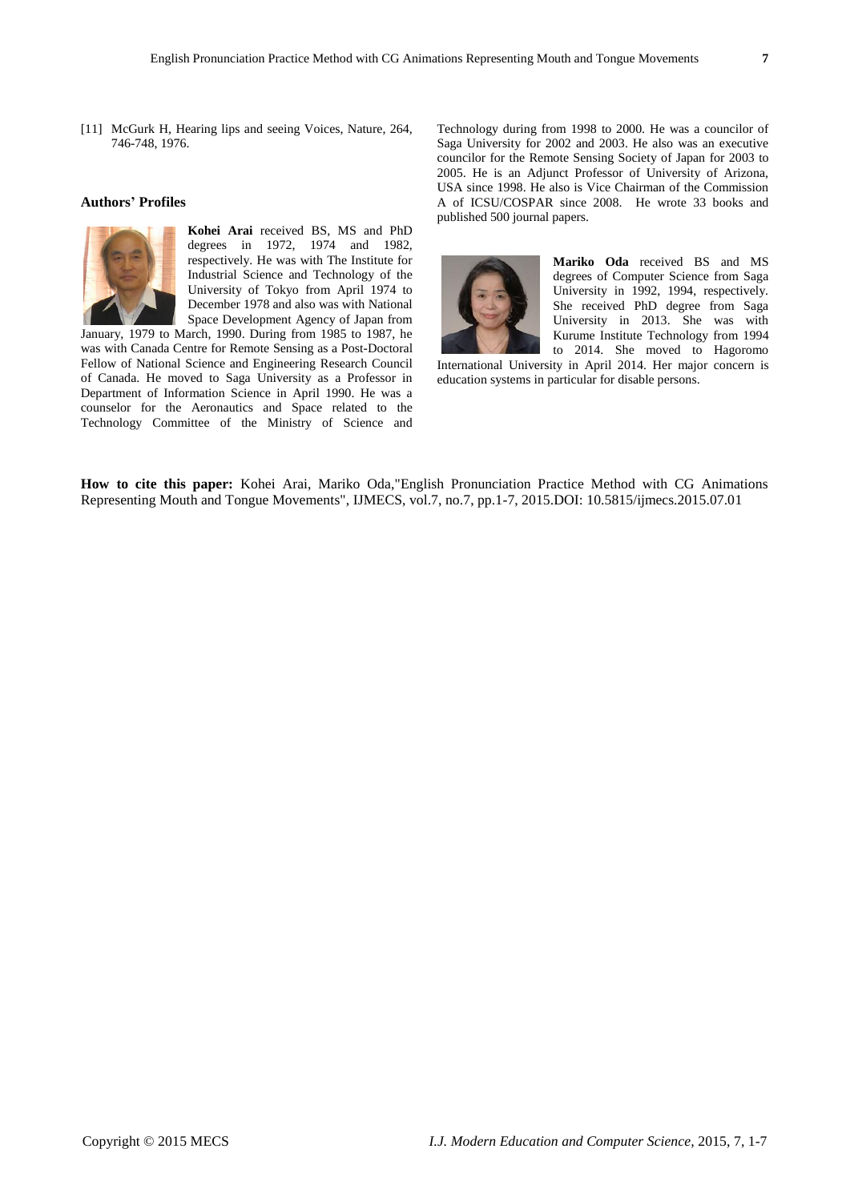[11] McGurk H, Hearing lips and seeing Voices, Nature, 264, 746-748, 1976.

## Authors' Profiles

**Kohei Arai** received BS, MS and PhD degrees in 1972, 1974 and 1982, respectively. He was with The Institute for Industrial Science and Technology of the University of Tokyo from April 1974 to December 1978 and also was with National Space Development Agency of Japan from January, 1979 to March, 1990. During from 1985 to 1987, he was with Canada Centre for Remote Sensing as a Post-Doctoral Fellow of National Science and Engineering Research Council of Canada. He moved to Saga University as a Professor in Department of Information Science in April 1990. He was a counselor for the Aeronautics and Space related to the Technology Committee of the Ministry of Science and Technology during from 1998 to 2000. He was a councilor of Saga University for 2002 and 2003. He also was an executive councilor for the Remote Sensing Society of Japan for 2003 to 2005. He is an Adjunct Professor of University of Arizona, USA since 1998. He also is Vice Chairman of the Commission A of ICSU/COSPAR since 2008. He wrote 33 books and published 500 journal papers.

**Mariko Oda** received BS and MS degrees of Computer Science from Saga University in 1992, 1994, respectively. She received PhD degree from Saga University in 2013. She was with Kurume Institute Technology from 1994 to 2014. She moved to Hagoromo International University in April 2014. Her major concern is education systems in particular for disable persons.

**How to cite this paper:** Kohei Arai, Mariko Oda,"English Pronunciation Practice Method with CG Animations Representing Mouth and Tongue Movements", IJMECS, vol.7, no.7, pp.1-7, 2015.DOI: 10.5815/ijmecs.2015.07.01